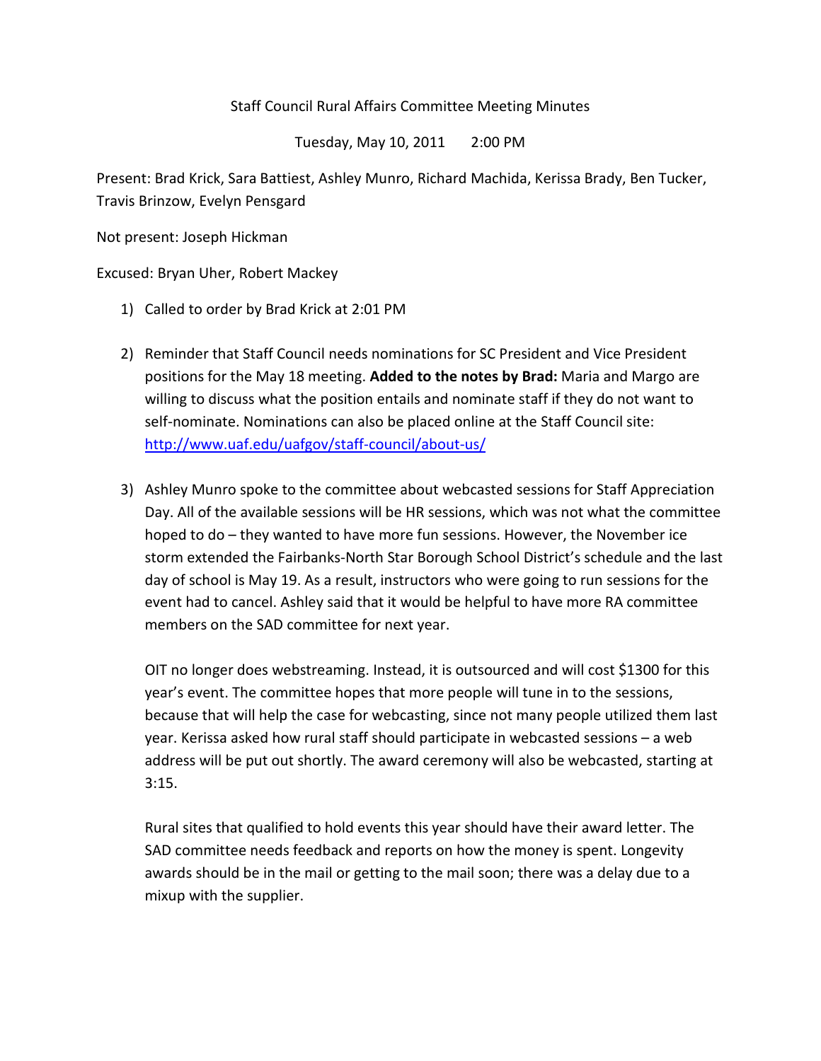Staff Council Rural Affairs Committee Meeting Minutes

Tuesday, May 10, 2011 2:00 PM

Present: Brad Krick, Sara Battiest, Ashley Munro, Richard Machida, Kerissa Brady, Ben Tucker, Travis Brinzow, Evelyn Pensgard

Not present: Joseph Hickman

Excused: Bryan Uher, Robert Mackey

1) Called to order by Brad Krick at 2:01 PM

2) Reminder that Staff Council needs nominations for SC President and Vice President positions for the May 18 meeting. **Added to the notes by Brad:** Maria and Margo are willing to discuss what the position entails and nominate staff if they do not want to self-nominate. Nominations can also be placed online at the Staff Council site: http://www.uaf.edu/uafgov/staff-council/about-us/

3) Ashley Munro spoke to the committee about webcasted sessions for Staff Appreciation Day. All of the available sessions will be HR sessions, which was not what the committee hoped to do – they wanted to have more fun sessions. However, the November ice storm extended the Fairbanks-North Star Borough School District's schedule and the last day of school is May 19. As a result, instructors who were going to run sessions for the event had to cancel. Ashley said that it would be helpful to have more RA committee members on the SAD committee for next year.

   OIT no longer does webstreaming. Instead, it is outsourced and will cost $1300 for this year's event. The committee hopes that more people will tune in to the sessions, because that will help the case for webcasting, since not many people utilized them last year. Kerissa asked how rural staff should participate in webcasted sessions – a web address will be put out shortly. The award ceremony will also be webcasted, starting at 3:15.

   Rural sites that qualified to hold events this year should have their award letter. The SAD committee needs feedback and reports on how the money is spent. Longevity awards should be in the mail or getting to the mail soon; there was a delay due to a mixup with the supplier.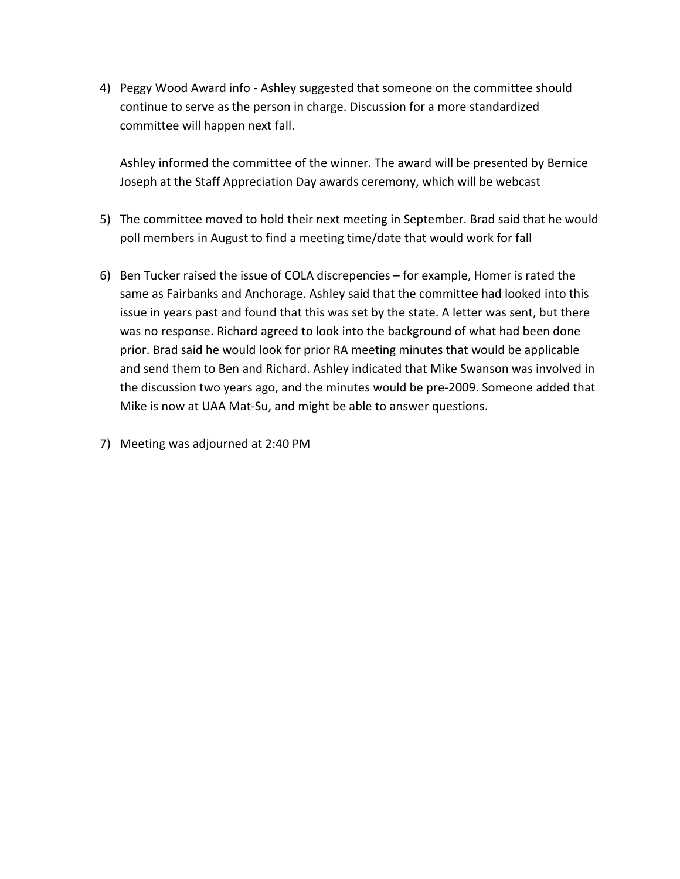4) Peggy Wood Award info - Ashley suggested that someone on the committee should continue to serve as the person in charge. Discussion for a more standardized committee will happen next fall.

   Ashley informed the committee of the winner. The award will be presented by Bernice Joseph at the Staff Appreciation Day awards ceremony, which will be webcast

5) The committee moved to hold their next meeting in September. Brad said that he would poll members in August to find a meeting time/date that would work for fall

6) Ben Tucker raised the issue of COLA discrepencies – for example, Homer is rated the same as Fairbanks and Anchorage. Ashley said that the committee had looked into this issue in years past and found that this was set by the state. A letter was sent, but there was no response. Richard agreed to look into the background of what had been done prior. Brad said he would look for prior RA meeting minutes that would be applicable and send them to Ben and Richard. Ashley indicated that Mike Swanson was involved in the discussion two years ago, and the minutes would be pre-2009. Someone added that Mike is now at UAA Mat-Su, and might be able to answer questions.

7) Meeting was adjourned at 2:40 PM